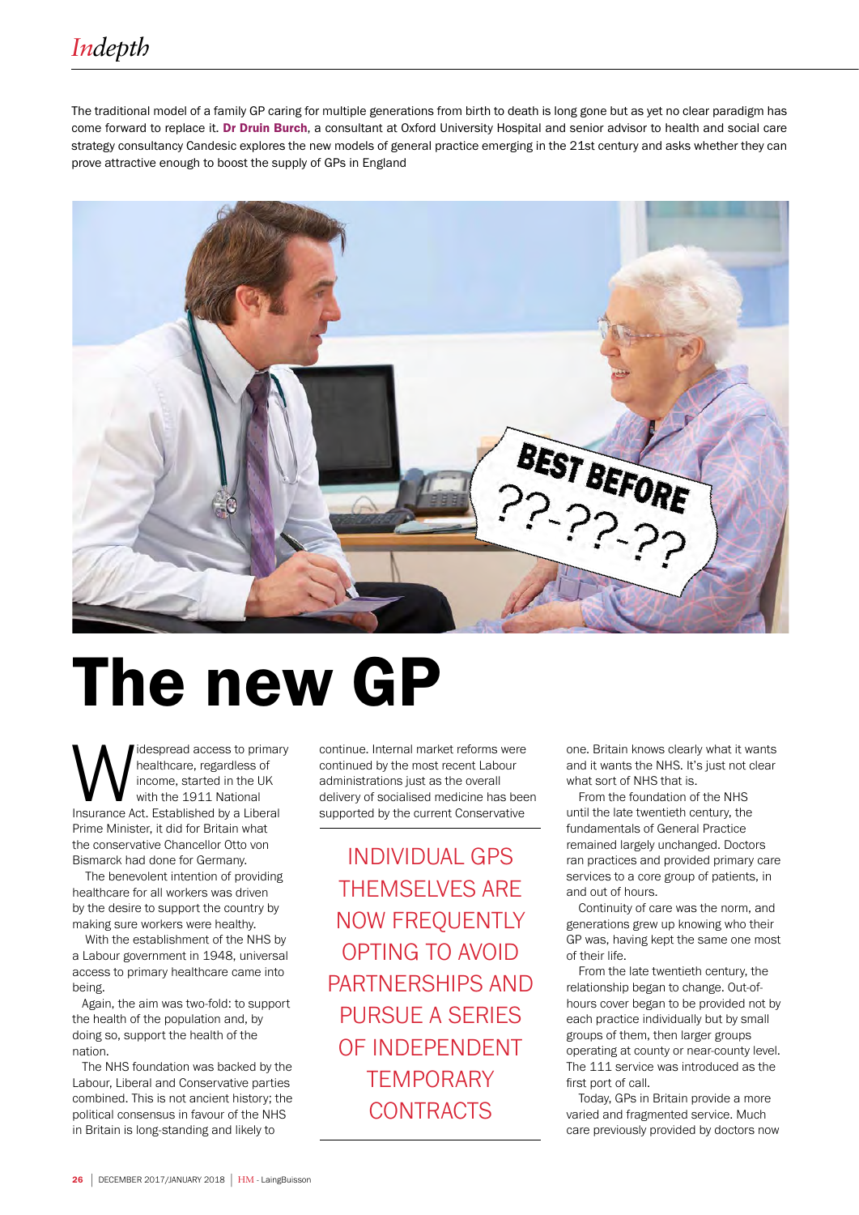The traditional model of a family GP caring for multiple generations from birth to death is long gone but as yet no clear paradigm has come forward to replace it. **Dr Druin Burch**, a consultant at Oxford University Hospital and senior advisor to health and social care strategy consultancy Candesic explores the new models of general practice emerging in the 21st century and asks whether they can prove attractive enough to boost the supply of GPs in England

# The new GP

Widespread access to primary healthcare, regardless of income, started in the UK with the 1911 National Insurance Act. Established by a Liberal Prime Minister, it did for Britain what the conservative Chancellor Otto von Bismarck had done for Germany.

The benevolent intention of providing healthcare for all workers was driven by the desire to support the country by making sure workers were healthy.

With the establishment of the NHS by a Labour government in 1948, universal access to primary healthcare came into being.

Again, the aim was two-fold: to support the health of the population and, by doing so, support the health of the nation.

The NHS foundation was backed by the Labour, Liberal and Conservative parties combined. This is not ancient history; the political consensus in favour of the NHS in Britain is long-standing and likely to continue. Internal market reforms were continued by the most recent Labour administrations just as the overall delivery of socialised medicine has been supported by the current Conservative one. Britain knows clearly what it wants and it wants the NHS. It's just not clear what sort of NHS that is.

> INDIVIDUAL GPS THEMSELVES ARE NOW FREQUENTLY OPTING TO AVOID PARTNERSHIPS AND PURSUE A SERIES OF INDEPENDENT TEMPORARY CONTRACTS

From the foundation of the NHS until the late twentieth century, the fundamentals of General Practice remained largely unchanged. Doctors ran practices and provided primary care services to a core group of patients, in and out of hours.

Continuity of care was the norm, and generations grew up knowing who their GP was, having kept the same one most of their life.

From the late twentieth century, the relationship began to change. Out-of-hours cover began to be provided not by each practice individually but by small groups of them, then larger groups operating at county or near-county level. The 111 service was introduced as the first port of call.

Today, GPs in Britain provide a more varied and fragmented service. Much care previously provided by doctors now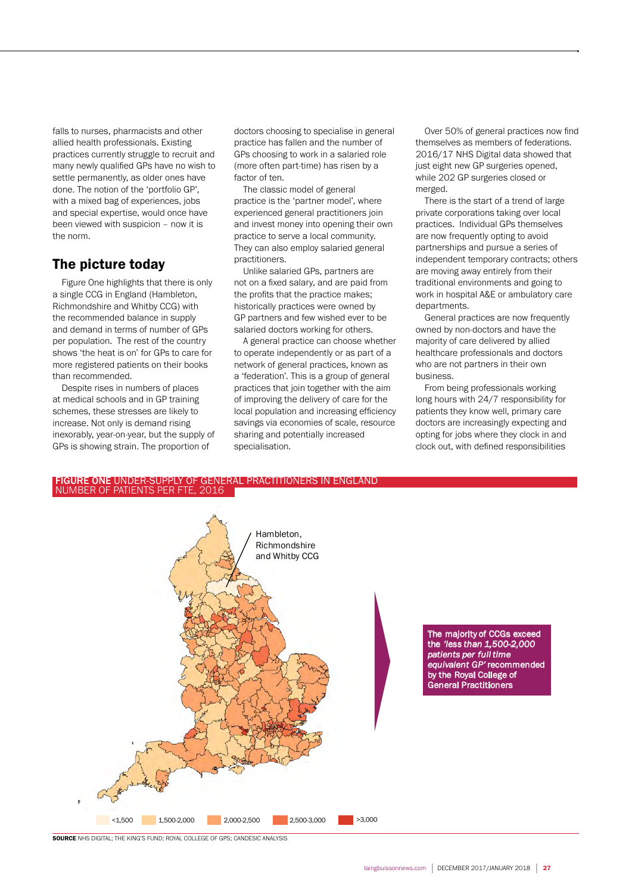falls to nurses, pharmacists and other allied health professionals. Existing practices currently struggle to recruit and many newly qualified GPs have no wish to settle permanently, as older ones have done. The notion of the 'portfolio GP', with a mixed bag of experiences, jobs and special expertise, would once have been viewed with suspicion – now it is the norm.

## The picture today

Figure One highlights that there is only a single CCG in England (Hambleton, Richmondshire and Whitby CCG) with the recommended balance in supply and demand in terms of number of GPs per population. The rest of the country shows 'the heat is on' for GPs to care for more registered patients on their books than recommended.

Despite rises in numbers of places at medical schools and in GP training schemes, these stresses are likely to increase. Not only is demand rising inexorably, year-on-year, but the supply of GPs is showing strain. The proportion of doctors choosing to specialise in general practice has fallen and the number of GPs choosing to work in a salaried role (more often part-time) has risen by a factor of ten.

The classic model of general practice is the 'partner model', where experienced general practitioners join and invest money into opening their own practice to serve a local community. They can also employ salaried general practitioners.

Unlike salaried GPs, partners are not on a fixed salary, and are paid from the profits that the practice makes; historically practices were owned by GP partners and few wished ever to be salaried doctors working for others.

A general practice can choose whether to operate independently or as part of a network of general practices, known as a 'federation'. This is a group of general practices that join together with the aim of improving the delivery of care for the local population and increasing efficiency savings via economies of scale, resource sharing and potentially increased specialisation.

Over 50% of general practices now find themselves as members of federations. 2016/17 NHS Digital data showed that just eight new GP surgeries opened, while 202 GP surgeries closed or merged.

There is the start of a trend of large private corporations taking over local practices. Individual GPs themselves are now frequently opting to avoid partnerships and pursue a series of independent temporary contracts; others are moving away entirely from their traditional environments and going to work in hospital A&E or ambulatory care departments.

General practices are now frequently owned by non-doctors and have the majority of care delivered by allied healthcare professionals and doctors who are not partners in their own business.

From being professionals working long hours with 24/7 responsibility for patients they know well, primary care doctors are increasingly expecting and opting for jobs where they clock in and clock out, with defined responsibilities

**FIGURE ONE** UNDER-SUPPLY OF GENERAL PRACTITIONERS IN ENGLAND
NUMBER OF PATIENTS PER FTE, 2016

Hambleton, Richmondshire and Whitby CCG

The majority of CCGs exceed the *'less than 1,500-2,000 patients per full time equivalent GP'* recommended by the Royal College of General Practitioners

<1,500 | 1,500-2,000 | 2,000-2,500 | 2,500-3,000 | >3,000

**SOURCE** NHS DIGITAL; THE KING'S FUND; ROYAL COLLEGE OF GPS; CANDESIC ANALYSIS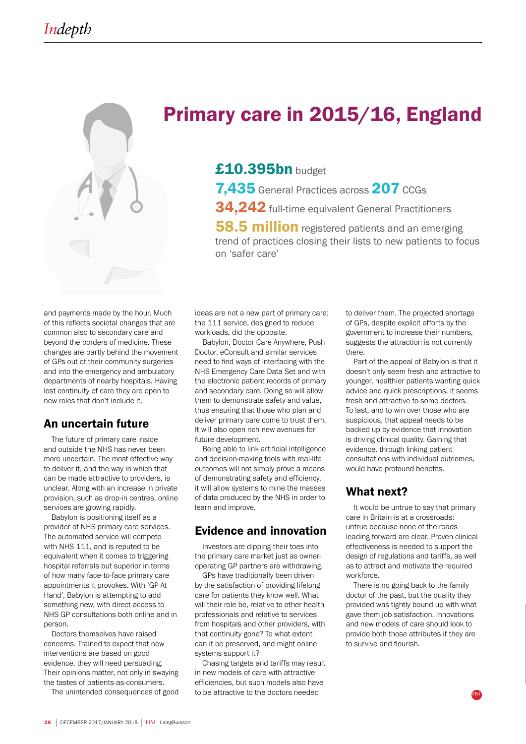# Primary care in 2015/16, England

**£10.395bn** budget

**7,435** General Practices across **207** CCGs

**34,242** full-time equivalent General Practitioners

**58.5 million** registered patients and an emerging trend of practices closing their lists to new patients to focus on 'safer care'

and payments made by the hour. Much of this reflects societal changes that are common also to secondary care and beyond the borders of medicine. These changes are partly behind the movement of GPs out of their community surgeries and into the emergency and ambulatory departments of nearby hospitals. Having lost continuity of care they are open to new roles that don't include it.

## An uncertain future

The future of primary care inside and outside the NHS has never been more uncertain. The most effective way to deliver it, and the way in which that can be made attractive to providers, is unclear. Along with an increase in private provision, such as drop-in centres, online services are growing rapidly.

Babylon is positioning itself as a provider of NHS primary care services. The automated service will compete with NHS 111, and is reputed to be equivalent when it comes to triggering hospital referrals but superior in terms of how many face-to-face primary care appointments it provokes. With 'GP At Hand', Babylon is attempting to add something new, with direct access to NHS GP consultations both online and in person.

Doctors themselves have raised concerns. Trained to expect that new interventions are based on good evidence, they will need persuading. Their opinions matter, not only in swaying the tastes of patients-as-consumers.

The unintended consequences of good ideas are not a new part of primary care; the 111 service, designed to reduce workloads, did the opposite.

Babylon, Doctor Care Anywhere, Push Doctor, eConsult and similar services need to find ways of interfacing with the NHS Emergency Care Data Set and with the electronic patient records of primary and secondary care. Doing so will allow them to demonstrate safety and value, thus ensuring that those who plan and deliver primary care come to trust them. It will also open rich new avenues for future development.

Being able to link artificial intelligence and decision-making tools with real-life outcomes will not simply prove a means of demonstrating safety and efficiency, it will allow systems to mine the masses of data produced by the NHS in order to learn and improve.

## Evidence and innovation

Investors are dipping their toes into the primary care market just as owner-operating GP partners are withdrawing.

GPs have traditionally been driven by the satisfaction of providing lifelong care for patients they know well. What will their role be, relative to other health professionals and relative to services from hospitals and other providers, with that continuity gone? To what extent can it be preserved, and might online systems support it?

Chasing targets and tariffs may result in new models of care with attractive efficiencies, but such models also have to be attractive to the doctors needed to deliver them. The projected shortage of GPs, despite explicit efforts by the government to increase their numbers, suggests the attraction is not currently there.

Part of the appeal of Babylon is that it doesn't only seem fresh and attractive to younger, healthier patients wanting quick advice and quick prescriptions, it seems fresh and attractive to some doctors. To last, and to win over those who are suspicious, that appeal needs to be backed up by evidence that innovation is driving clinical quality. Gaining that evidence, through linking patient consultations with individual outcomes, would have profound benefits.

## What next?

It would be untrue to say that primary care in Britain is at a crossroads: untrue because none of the roads leading forward are clear. Proven clinical effectiveness is needed to support the design of regulations and tariffs, as well as to attract and motivate the required workforce.

There is no going back to the family doctor of the past, but the quality they provided was tightly bound up with what gave them job satisfaction. Innovations and new models of care should look to provide both those attributes if they are to survive and flourish.